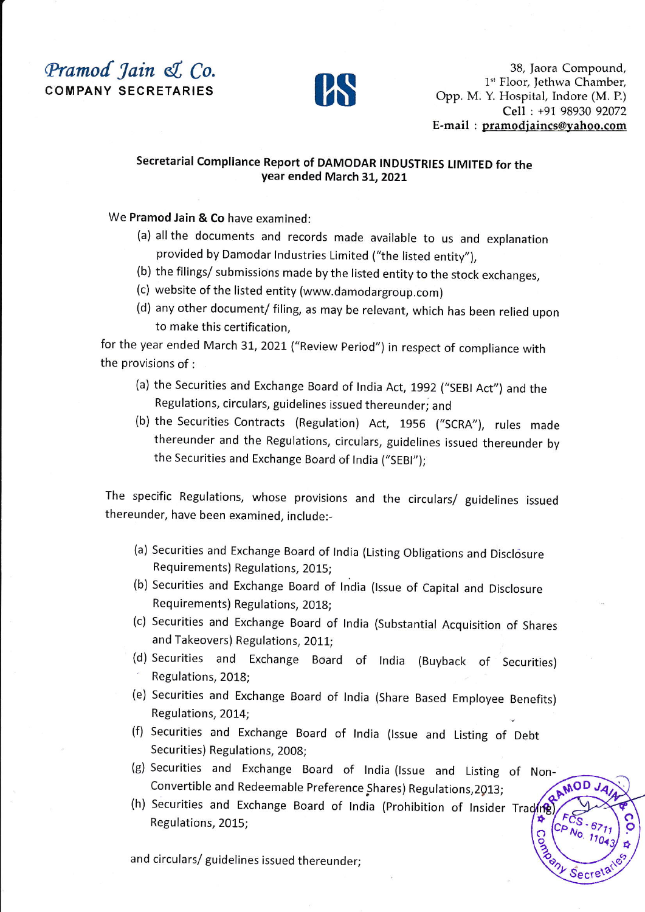# Pramod Jain & Co.
COMPANY SECRETARIES

38, Jaora Compound,
1st Floor, Jethwa Chamber,
Opp. M. Y. Hospital, Indore (M. P.)
Cell : +91 98930 92072
E-mail : pramodjaincs@yahoo.com

## Secretarial Compliance Report of DAMODAR INDUSTRIES LIMITED for the year ended March 31, 2021

We **Pramod Jain & Co** have examined:

(a) all the documents and records made available to us and explanation provided by Damodar Industries Limited ("the listed entity"),

(b) the filings/ submissions made by the listed entity to the stock exchanges,

(c) website of the listed entity (www.damodargroup.com)

(d) any other document/ filing, as may be relevant, which has been relied upon to make this certification,

for the year ended March 31, 2021 ("Review Period") in respect of compliance with the provisions of :

(a) the Securities and Exchange Board of India Act, 1992 ("SEBI Act") and the Regulations, circulars, guidelines issued thereunder; and

(b) the Securities Contracts (Regulation) Act, 1956 ("SCRA"), rules made thereunder and the Regulations, circulars, guidelines issued thereunder by the Securities and Exchange Board of India ("SEBI");

The specific Regulations, whose provisions and the circulars/ guidelines issued thereunder, have been examined, include:-

(a) Securities and Exchange Board of India (Listing Obligations and Disclosure Requirements) Regulations, 2015;

(b) Securities and Exchange Board of India (Issue of Capital and Disclosure Requirements) Regulations, 2018;

(c) Securities and Exchange Board of India (Substantial Acquisition of Shares and Takeovers) Regulations, 2011;

(d) Securities and Exchange Board of India (Buyback of Securities) Regulations, 2018;

(e) Securities and Exchange Board of India (Share Based Employee Benefits) Regulations, 2014;

(f) Securities and Exchange Board of India (Issue and Listing of Debt Securities) Regulations, 2008;

(g) Securities and Exchange Board of India (Issue and Listing of Non-Convertible and Redeemable Preference Shares) Regulations,2013;

(h) Securities and Exchange Board of India (Prohibition of Insider Trading) Regulations, 2015;

and circulars/ guidelines issued thereunder;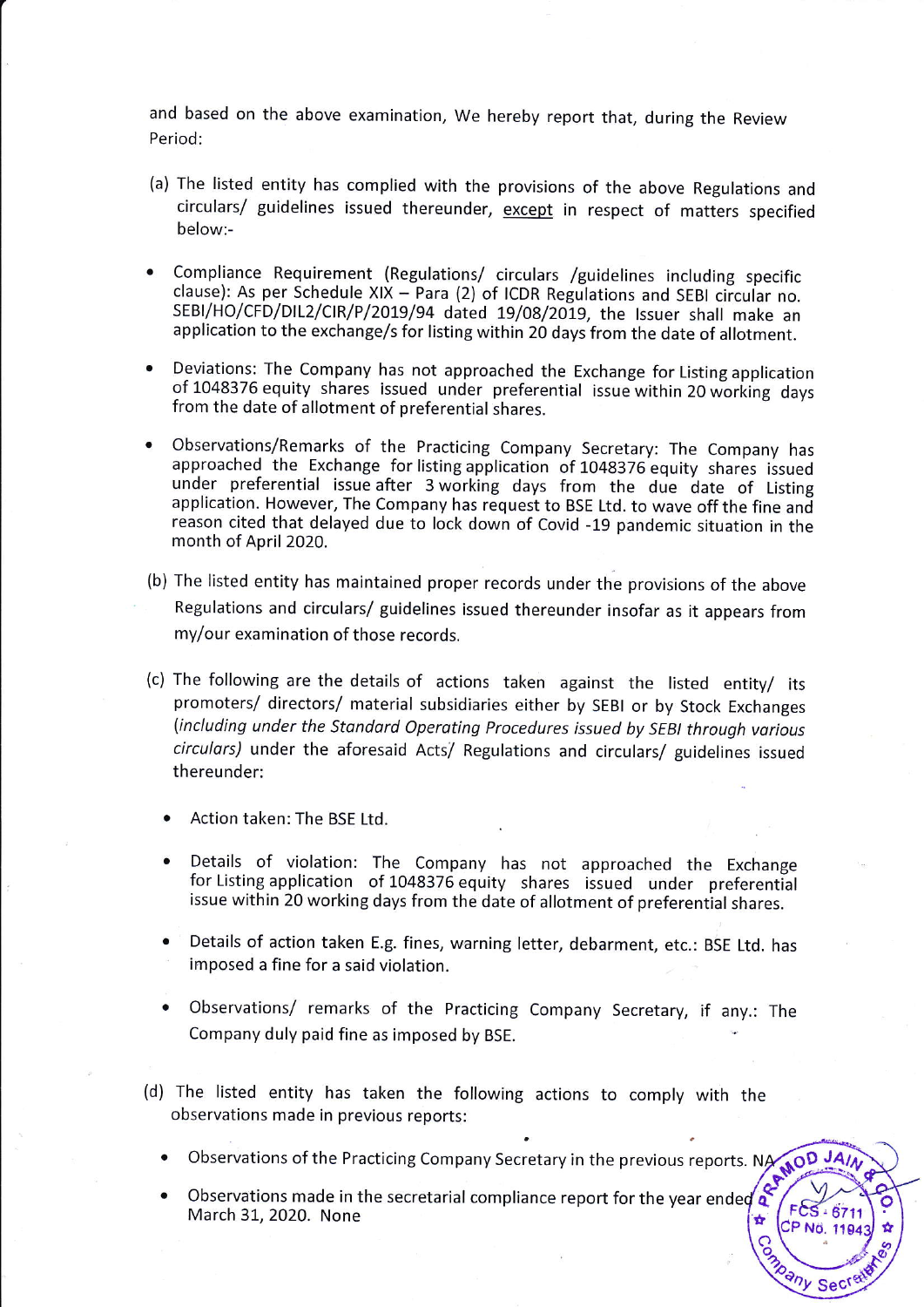and based on the above examination, We hereby report that, during the Review Period:

(a) The listed entity has complied with the provisions of the above Regulations and circulars/ guidelines issued thereunder, except in respect of matters specified below:-

- Compliance Requirement (Regulations/ circulars /guidelines including specific clause): As per Schedule XIX – Para (2) of ICDR Regulations and SEBI circular no. SEBI/HO/CFD/DIL2/CIR/P/2019/94 dated 19/08/2019, the Issuer shall make an application to the exchange/s for listing within 20 days from the date of allotment.

- Deviations: The Company has not approached the Exchange for Listing application of 1048376 equity shares issued under preferential issue within 20 working days from the date of allotment of preferential shares.

- Observations/Remarks of the Practicing Company Secretary: The Company has approached the Exchange for listing application of 1048376 equity shares issued under preferential issue after 3 working days from the due date of Listing application. However, The Company has request to BSE Ltd. to wave off the fine and reason cited that delayed due to lock down of Covid -19 pandemic situation in the month of April 2020.

(b) The listed entity has maintained proper records under the provisions of the above Regulations and circulars/ guidelines issued thereunder insofar as it appears from my/our examination of those records.

(c) The following are the details of actions taken against the listed entity/ its promoters/ directors/ material subsidiaries either by SEBI or by Stock Exchanges *(including under the Standard Operating Procedures issued by SEBI through various circulars)* under the aforesaid Acts/ Regulations and circulars/ guidelines issued thereunder:

- Action taken: The BSE Ltd.

- Details of violation: The Company has not approached the Exchange for Listing application of 1048376 equity shares issued under preferential issue within 20 working days from the date of allotment of preferential shares.

- Details of action taken E.g. fines, warning letter, debarment, etc.: BSE Ltd. has imposed a fine for a said violation.

- Observations/ remarks of the Practicing Company Secretary, if any.: The Company duly paid fine as imposed by BSE.

(d) The listed entity has taken the following actions to comply with the observations made in previous reports:

- Observations of the Practicing Company Secretary in the previous reports. NA

- Observations made in the secretarial compliance report for the year ended March 31, 2020. None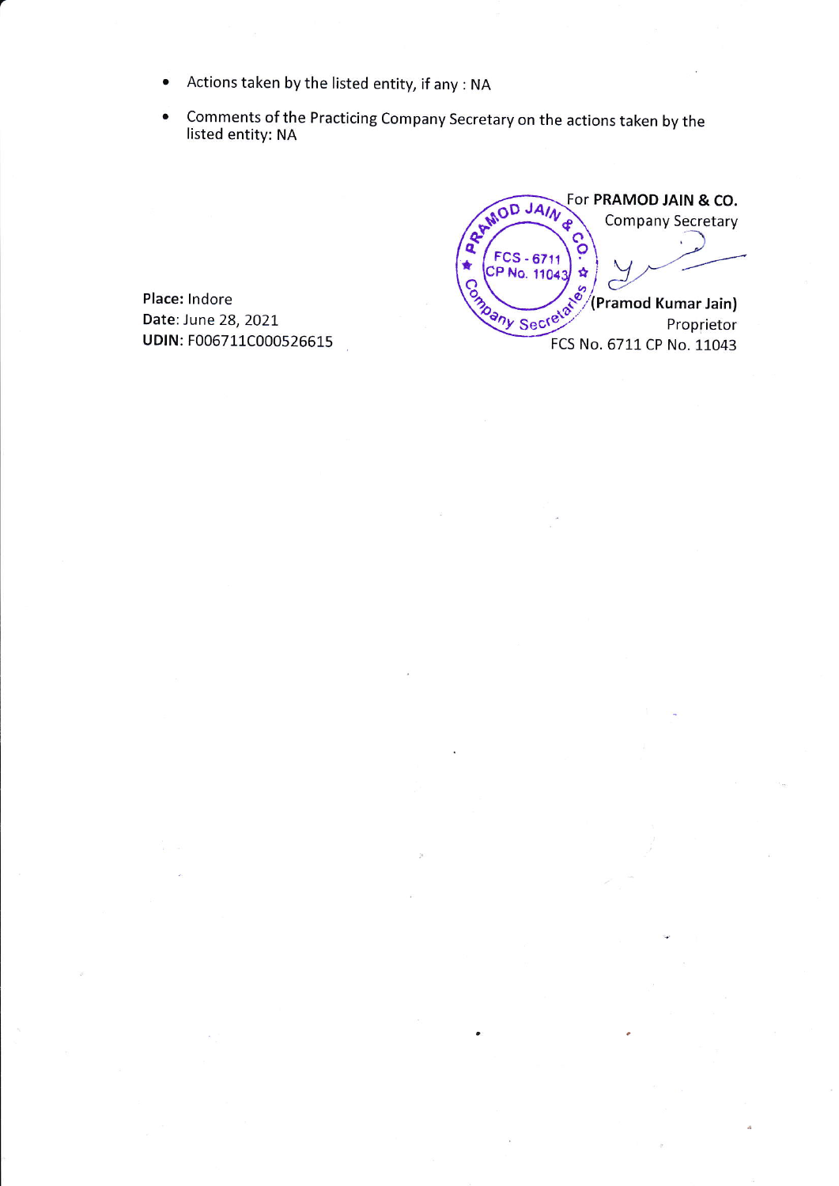- Actions taken by the listed entity, if any : NA
- Comments of the Practicing Company Secretary on the actions taken by the listed entity: NA

For **PRAMOD JAIN & CO.**
Company Secretary

**(Pramod Kumar Jain)**
Proprietor
FCS No. 6711 CP No. 11043

**Place:** Indore
**Date**: June 28, 2021
**UDIN**: F006711C000526615